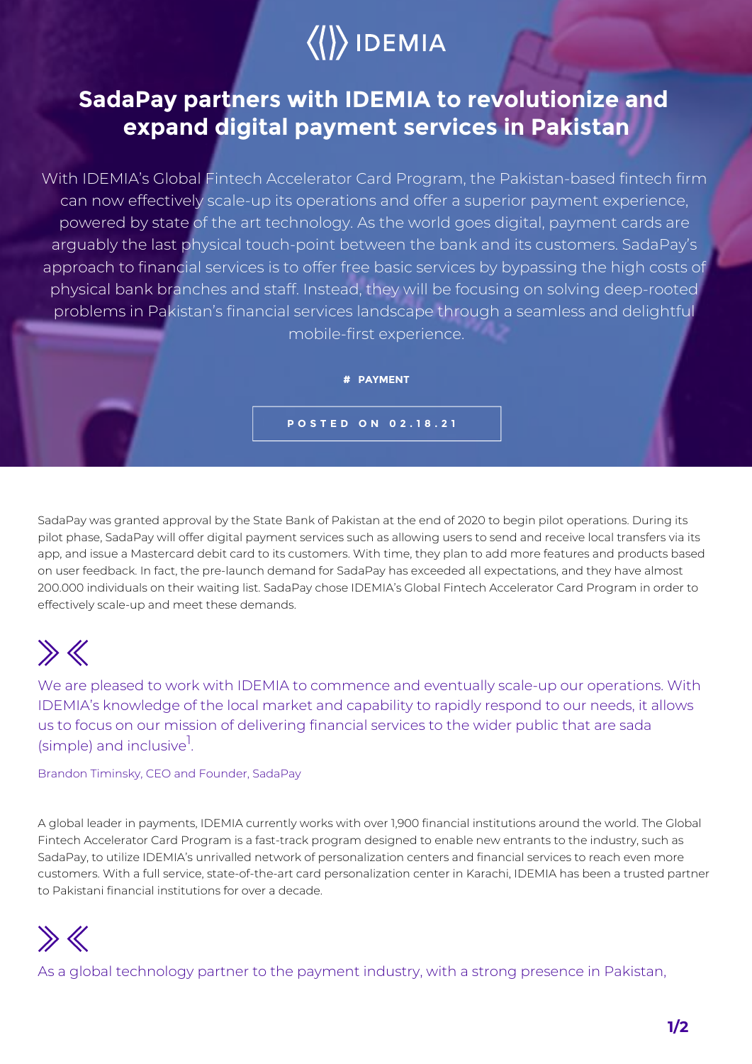IDEMIA

# SadaPay partners with IDEMIA to revolutionize and expand digital payment services in Pakistan

With IDEMIA's Global Fintech Accelerator Card Program, the Pakistan-based fintech firm can now effectively scale-up its operations and offer a superior payment experience, powered by state of the art technology. As the world goes digital, payment cards are arguably the last physical touch-point between the bank and its customers. SadaPay's approach to financial services is to offer free basic services by bypassing the high costs of physical bank branches and staff. Instead, they will be focusing on solving deep-rooted problems in Pakistan's financial services landscape through a seamless and delightful mobile-first experience.

**# PAYMENT**

**POSTED ON 02.18.21**

SadaPay was granted approval by the State Bank of Pakistan at the end of 2020 to begin pilot operations. During its pilot phase, SadaPay will offer digital payment services such as allowing users to send and receive local transfers via its app, and issue a Mastercard debit card to its customers. With time, they plan to add more features and products based on user feedback. In fact, the pre-launch demand for SadaPay has exceeded all expectations, and they have almost 200.000 individuals on their waiting list. SadaPay chose IDEMIA's Global Fintech Accelerator Card Program in order to effectively scale-up and meet these demands.

» «

We are pleased to work with IDEMIA to commence and eventually scale-up our operations. With IDEMIA's knowledge of the local market and capability to rapidly respond to our needs, it allows us to focus on our mission of delivering financial services to the wider public that are sada (simple) and inclusive[1].

Brandon Timinsky, CEO and Founder, SadaPay

A global leader in payments, IDEMIA currently works with over 1,900 financial institutions around the world. The Global Fintech Accelerator Card Program is a fast-track program designed to enable new entrants to the industry, such as SadaPay, to utilize IDEMIA's unrivalled network of personalization centers and financial services to reach even more customers. With a full service, state-of-the-art card personalization center in Karachi, IDEMIA has been a trusted partner to Pakistani financial institutions for over a decade.

» «

As a global technology partner to the payment industry, with a strong presence in Pakistan,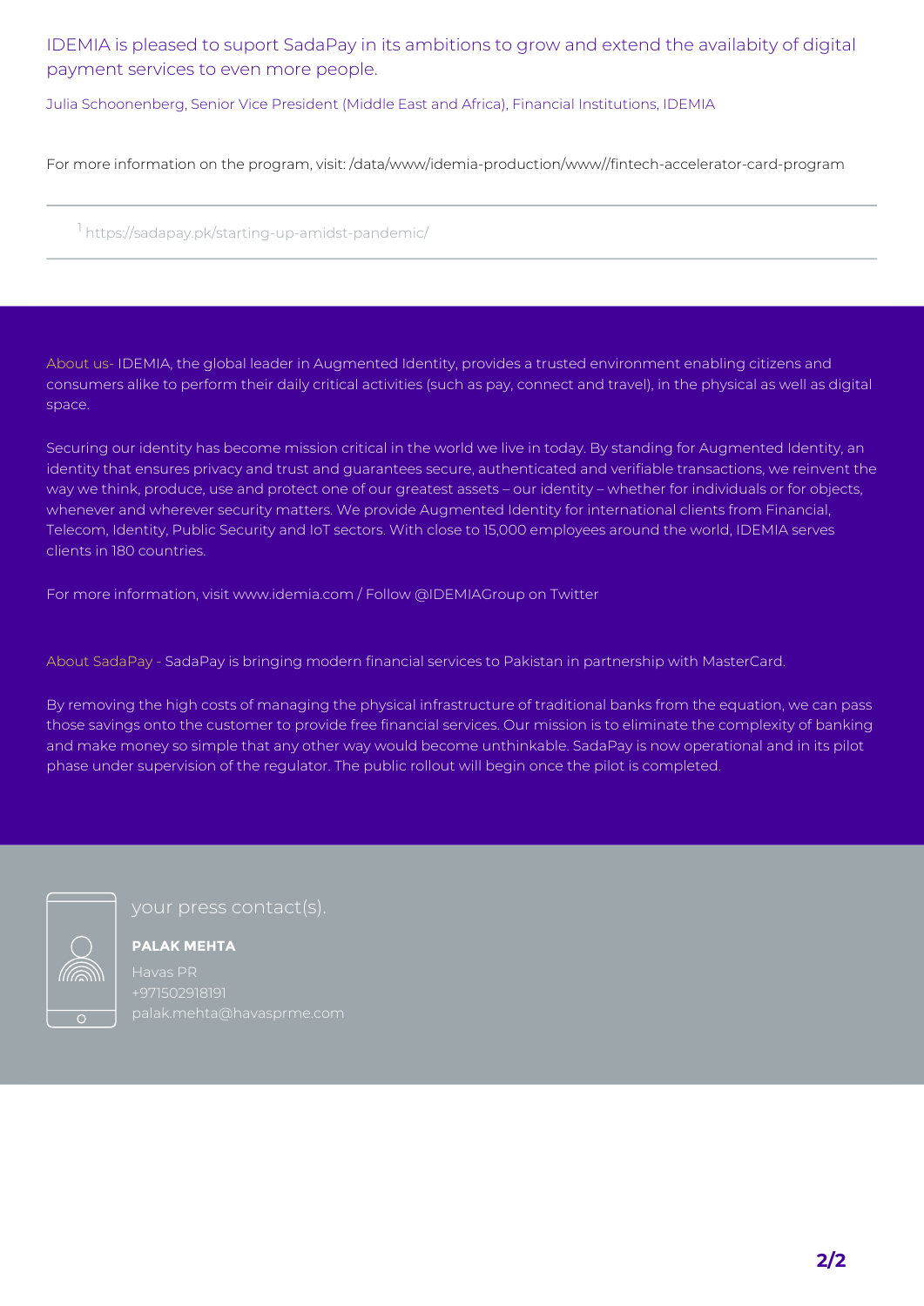IDEMIA is pleased to suport SadaPay in its ambitions to grow and extend the availabity of digital payment services to even more people.

Julia Schoonenberg, Senior Vice President (Middle East and Africa), Financial Institutions, IDEMIA

For more information on the program, visit: /data/www/idemia-production/www//fintech-accelerator-card-program

---

[1] https://sadapay.pk/starting-up-amidst-pandemic/

---

About us- IDEMIA, the global leader in Augmented Identity, provides a trusted environment enabling citizens and consumers alike to perform their daily critical activities (such as pay, connect and travel), in the physical as well as digital space.

Securing our identity has become mission critical in the world we live in today. By standing for Augmented Identity, an identity that ensures privacy and trust and guarantees secure, authenticated and verifiable transactions, we reinvent the way we think, produce, use and protect one of our greatest assets – our identity – whether for individuals or for objects, whenever and wherever security matters. We provide Augmented Identity for international clients from Financial, Telecom, Identity, Public Security and IoT sectors. With close to 15,000 employees around the world, IDEMIA serves clients in 180 countries.

For more information, visit www.idemia.com / Follow @IDEMIAGroup on Twitter

About SadaPay - SadaPay is bringing modern financial services to Pakistan in partnership with MasterCard.

By removing the high costs of managing the physical infrastructure of traditional banks from the equation, we can pass those savings onto the customer to provide free financial services. Our mission is to eliminate the complexity of banking and make money so simple that any other way would become unthinkable. SadaPay is now operational and in its pilot phase under supervision of the regulator. The public rollout will begin once the pilot is completed.

your press contact(s).

**PALAK MEHTA**

Havas PR
+971502918191
palak.mehta@havasprme.com